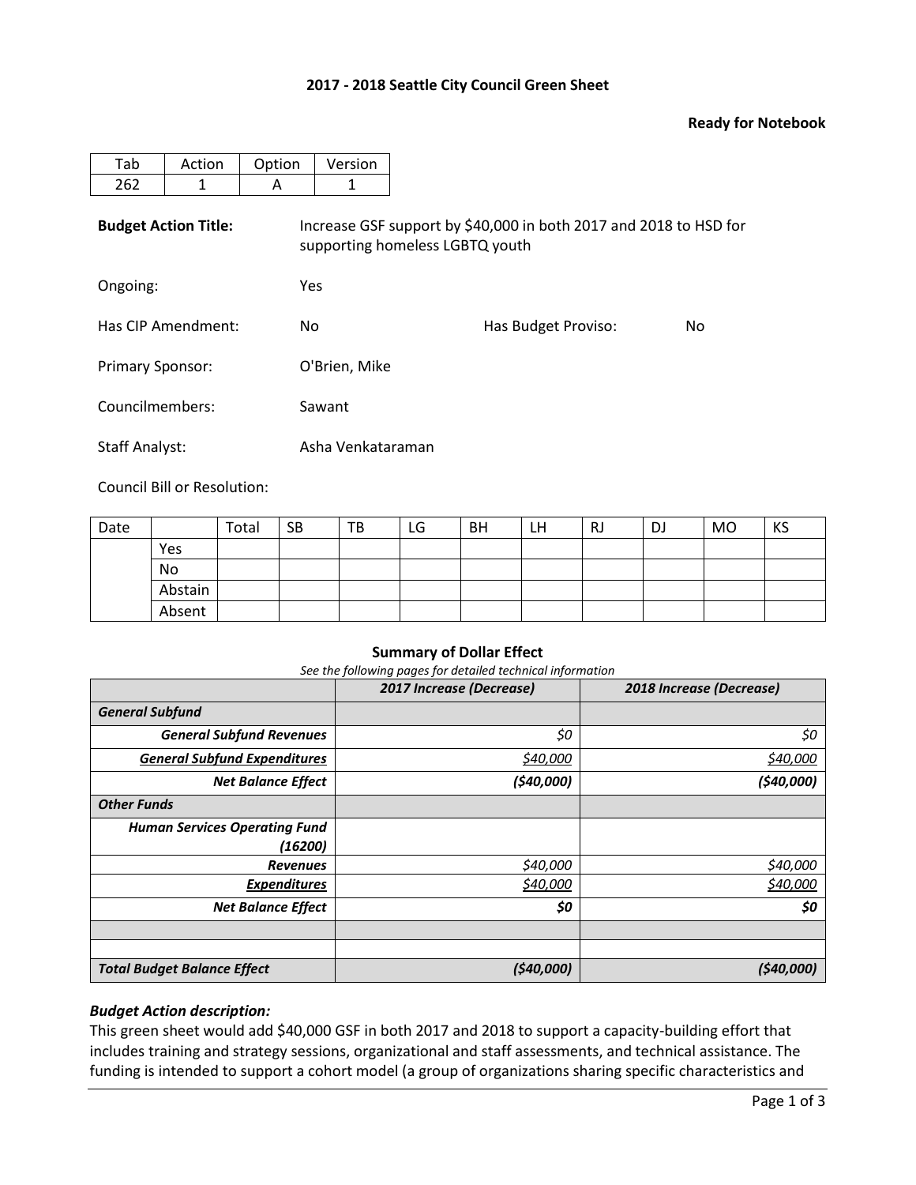**2017 - 2018 Seattle City Council Green Sheet**

**Ready for Notebook**

| Tab | Action | Option | Version |
|---|---|---|---|
| 262 | 1 | A | 1 |

**Budget Action Title:** Increase GSF support by $40,000 in both 2017 and 2018 to HSD for supporting homeless LGBTQ youth

Ongoing: Yes

Has CIP Amendment: No

Has Budget Proviso: No

Primary Sponsor: O'Brien, Mike

Councilmembers: Sawant

Staff Analyst: Asha Venkataraman

Council Bill or Resolution:

| Date | | Total | SB | TB | LG | BH | LH | RJ | DJ | MO | KS |
|---|---|---|---|---|---|---|---|---|---|---|---|
| | Yes | | | | | | | | | | |
| | No | | | | | | | | | | |
| | Abstain | | | | | | | | | | |
| | Absent | | | | | | | | | | |

**Summary of Dollar Effect**

*See the following pages for detailed technical information*

| | *2017 Increase (Decrease)* | *2018 Increase (Decrease)* |
|---|---|---|
| ***General Subfund*** | | |
| ***General Subfund Revenues*** | *$0* | *$0* |
| ***General Subfund Expenditures*** | *$40,000* | *$40,000* |
| ***Net Balance Effect*** | ***($40,000)*** | ***($40,000)*** |
| ***Other Funds*** | | |
| ***Human Services Operating Fund (16200)*** | | |
| ***Revenues*** | *$40,000* | *$40,000* |
| ***Expenditures*** | *$40,000* | *$40,000* |
| ***Net Balance Effect*** | ***$0*** | ***$0*** |
| | | |
| | | |
| ***Total Budget Balance Effect*** | ***($40,000)*** | ***($40,000)*** |

***Budget Action description:***

This green sheet would add $40,000 GSF in both 2017 and 2018 to support a capacity-building effort that includes training and strategy sessions, organizational and staff assessments, and technical assistance. The funding is intended to support a cohort model (a group of organizations sharing specific characteristics and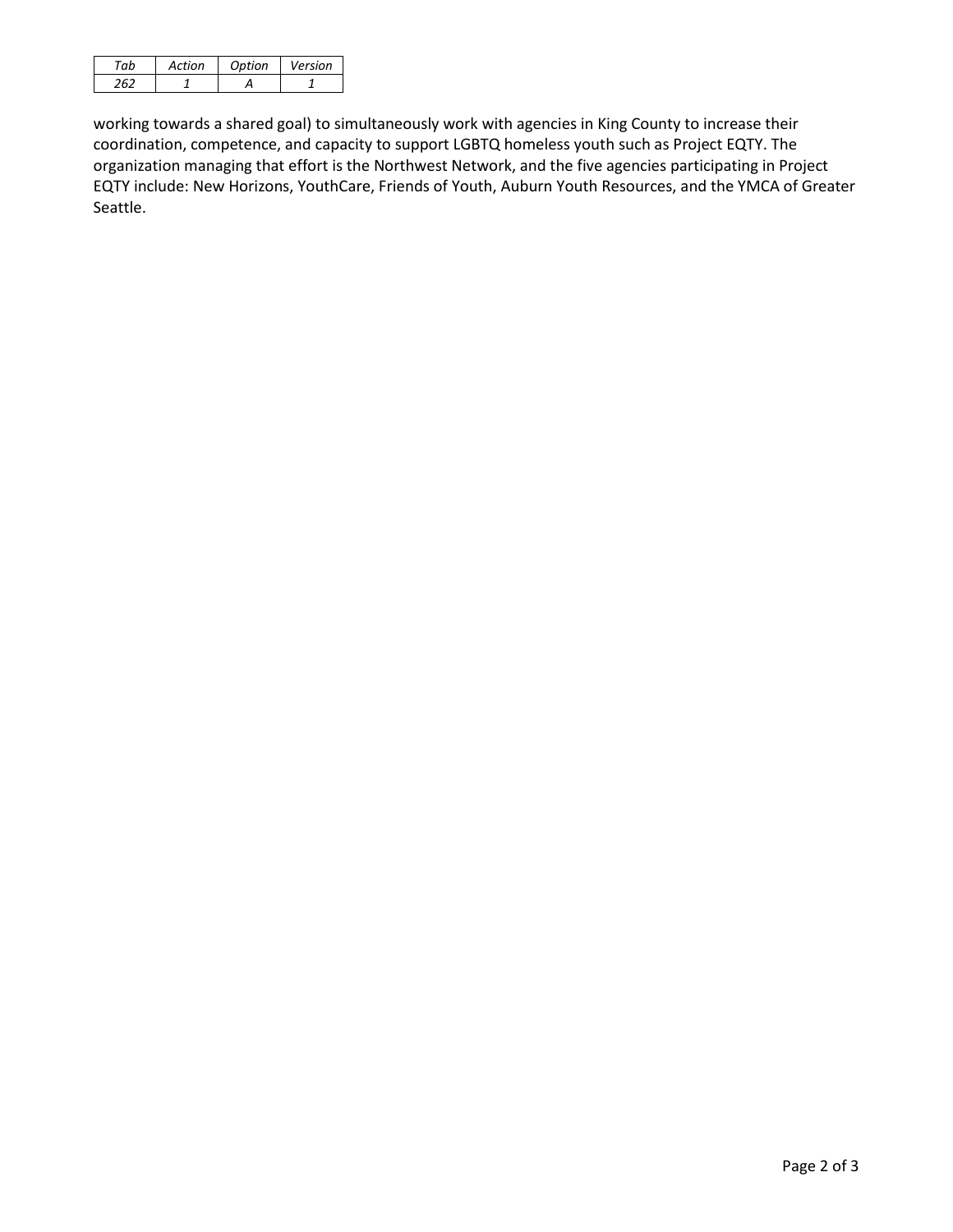| *Tab* | *Action* | *Option* | *Version* |
|---|---|---|---|
| *262* | *1* | *A* | *1* |

working towards a shared goal) to simultaneously work with agencies in King County to increase their coordination, competence, and capacity to support LGBTQ homeless youth such as Project EQTY. The organization managing that effort is the Northwest Network, and the five agencies participating in Project EQTY include: New Horizons, YouthCare, Friends of Youth, Auburn Youth Resources, and the YMCA of Greater Seattle.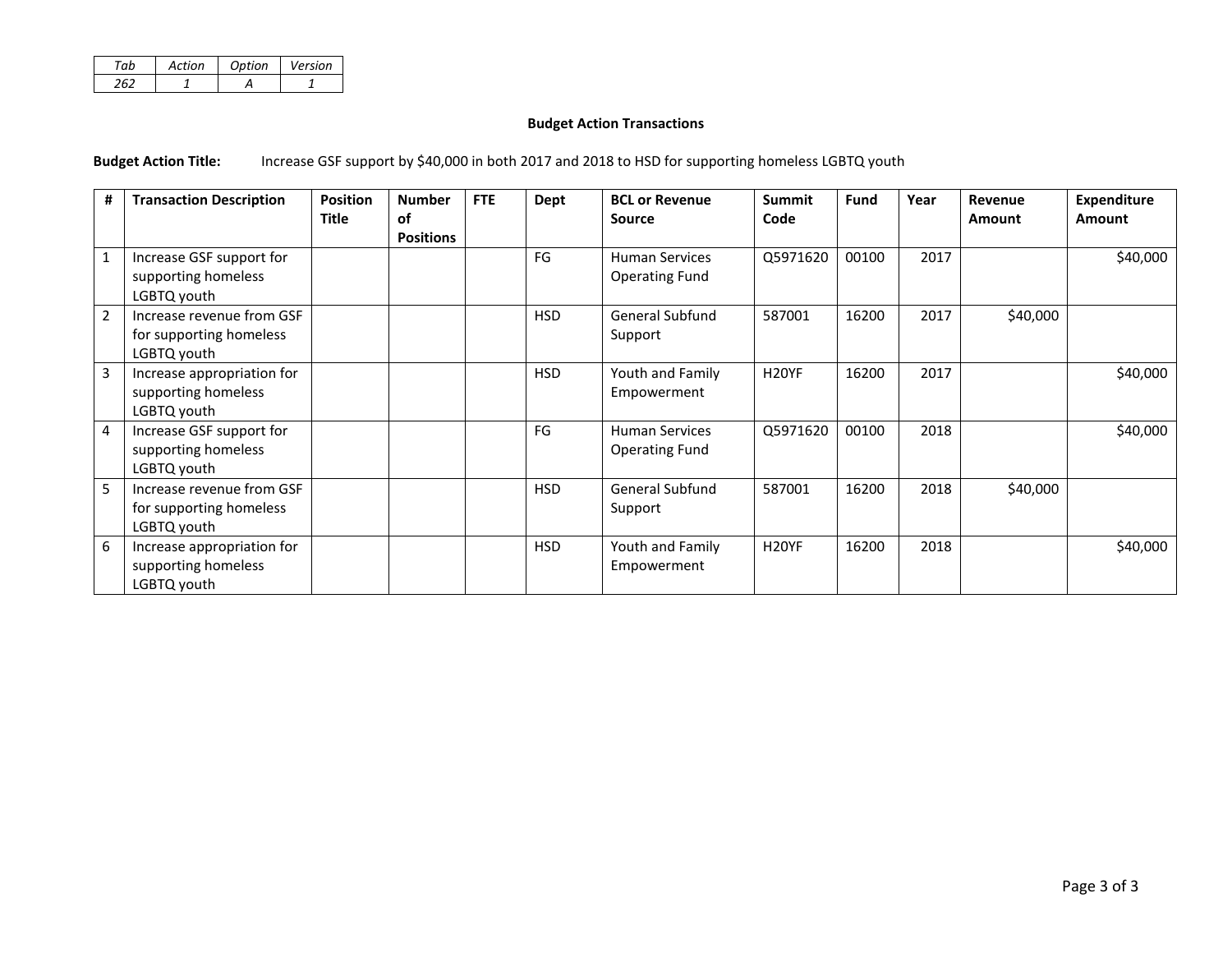| *Tab* | *Action* | *Option* | *Version* |
|---|---|---|---|
| *262* | *1* | *A* | *1* |

**Budget Action Transactions**

**Budget Action Title:** Increase GSF support by $40,000 in both 2017 and 2018 to HSD for supporting homeless LGBTQ youth

| # | Transaction Description | Position Title | Number of Positions | FTE | Dept | BCL or Revenue Source | Summit Code | Fund | Year | Revenue Amount | Expenditure Amount |
|---|---|---|---|---|---|---|---|---|---|---|---|
| 1 | Increase GSF support for supporting homeless LGBTQ youth | | | | FG | Human Services Operating Fund | Q5971620 | 00100 | 2017 | | $40,000 |
| 2 | Increase revenue from GSF for supporting homeless LGBTQ youth | | | | HSD | General Subfund Support | 587001 | 16200 | 2017 | $40,000 | |
| 3 | Increase appropriation for supporting homeless LGBTQ youth | | | | HSD | Youth and Family Empowerment | H20YF | 16200 | 2017 | | $40,000 |
| 4 | Increase GSF support for supporting homeless LGBTQ youth | | | | FG | Human Services Operating Fund | Q5971620 | 00100 | 2018 | | $40,000 |
| 5 | Increase revenue from GSF for supporting homeless LGBTQ youth | | | | HSD | General Subfund Support | 587001 | 16200 | 2018 | $40,000 | |
| 6 | Increase appropriation for supporting homeless LGBTQ youth | | | | HSD | Youth and Family Empowerment | H20YF | 16200 | 2018 | | $40,000 |